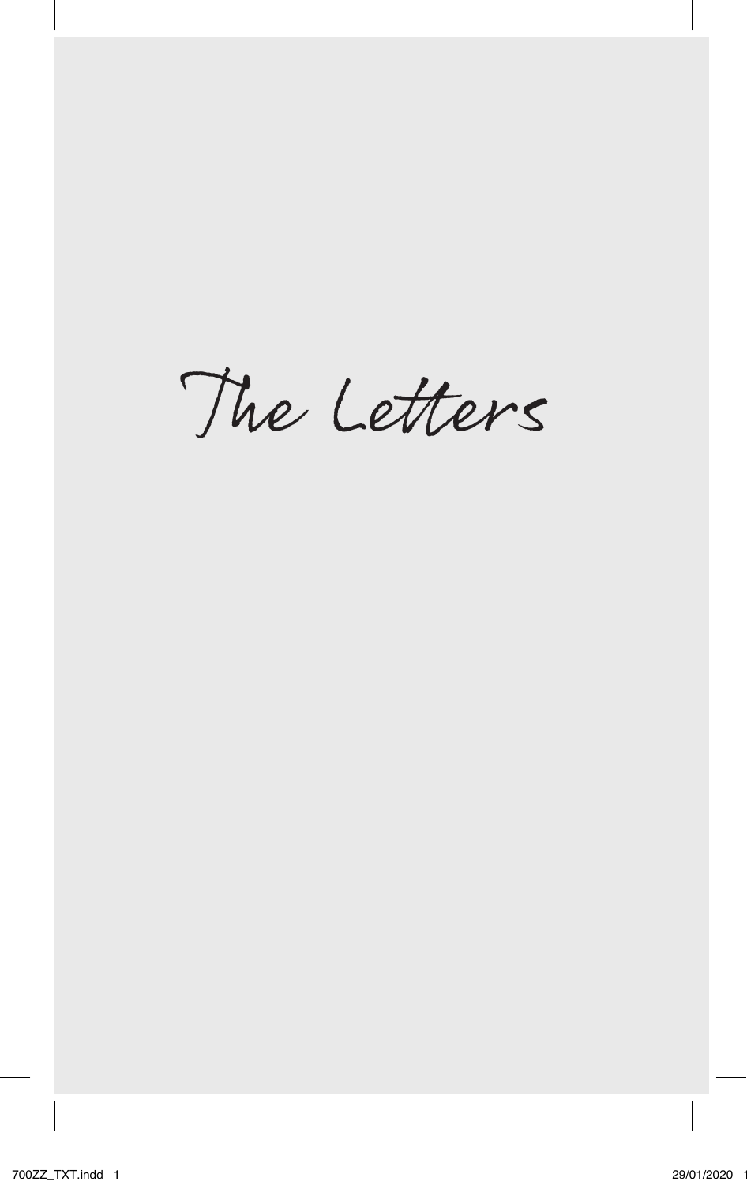# The Letters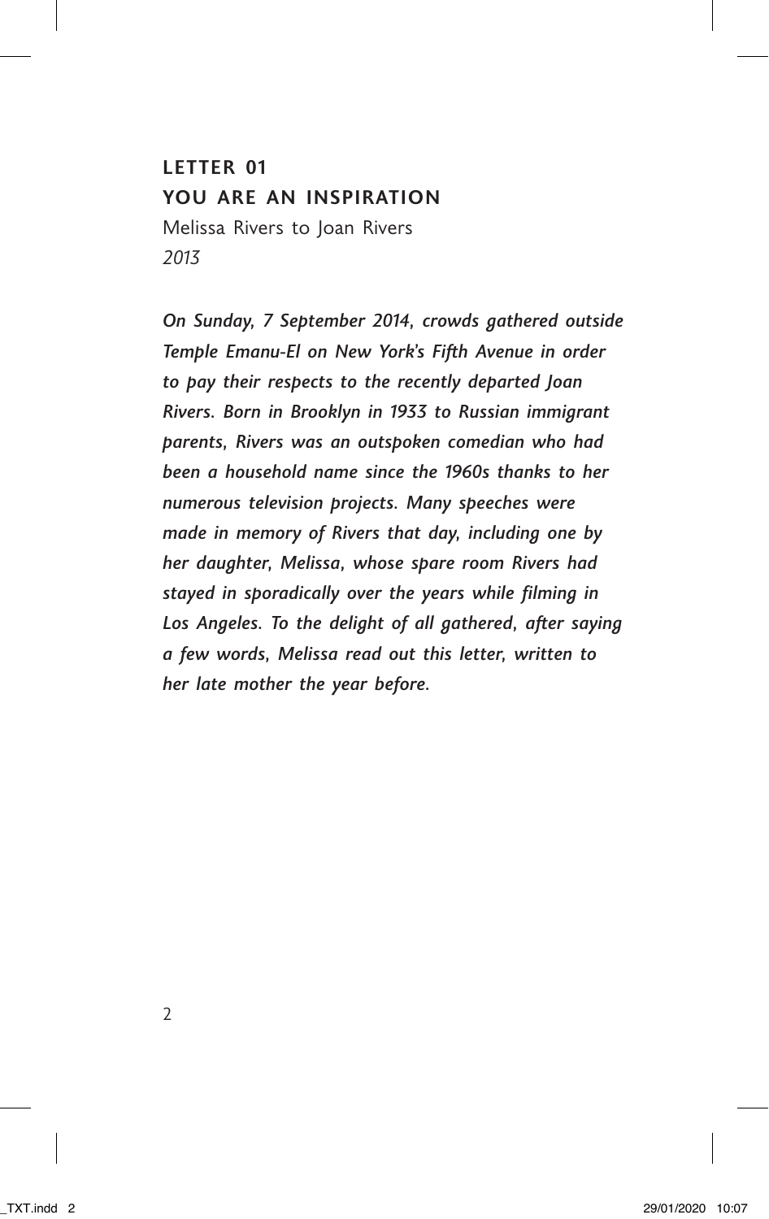## LETTER 01
## YOU ARE AN INSPIRATION

Melissa Rivers to Joan Rivers
*2013*

***On Sunday, 7 September 2014, crowds gathered outside Temple Emanu-El on New York's Fifth Avenue in order to pay their respects to the recently departed Joan Rivers. Born in Brooklyn in 1933 to Russian immigrant parents, Rivers was an outspoken comedian who had been a household name since the 1960s thanks to her numerous television projects. Many speeches were made in memory of Rivers that day, including one by her daughter, Melissa, whose spare room Rivers had stayed in sporadically over the years while filming in Los Angeles. To the delight of all gathered, after saying a few words, Melissa read out this letter, written to her late mother the year before.***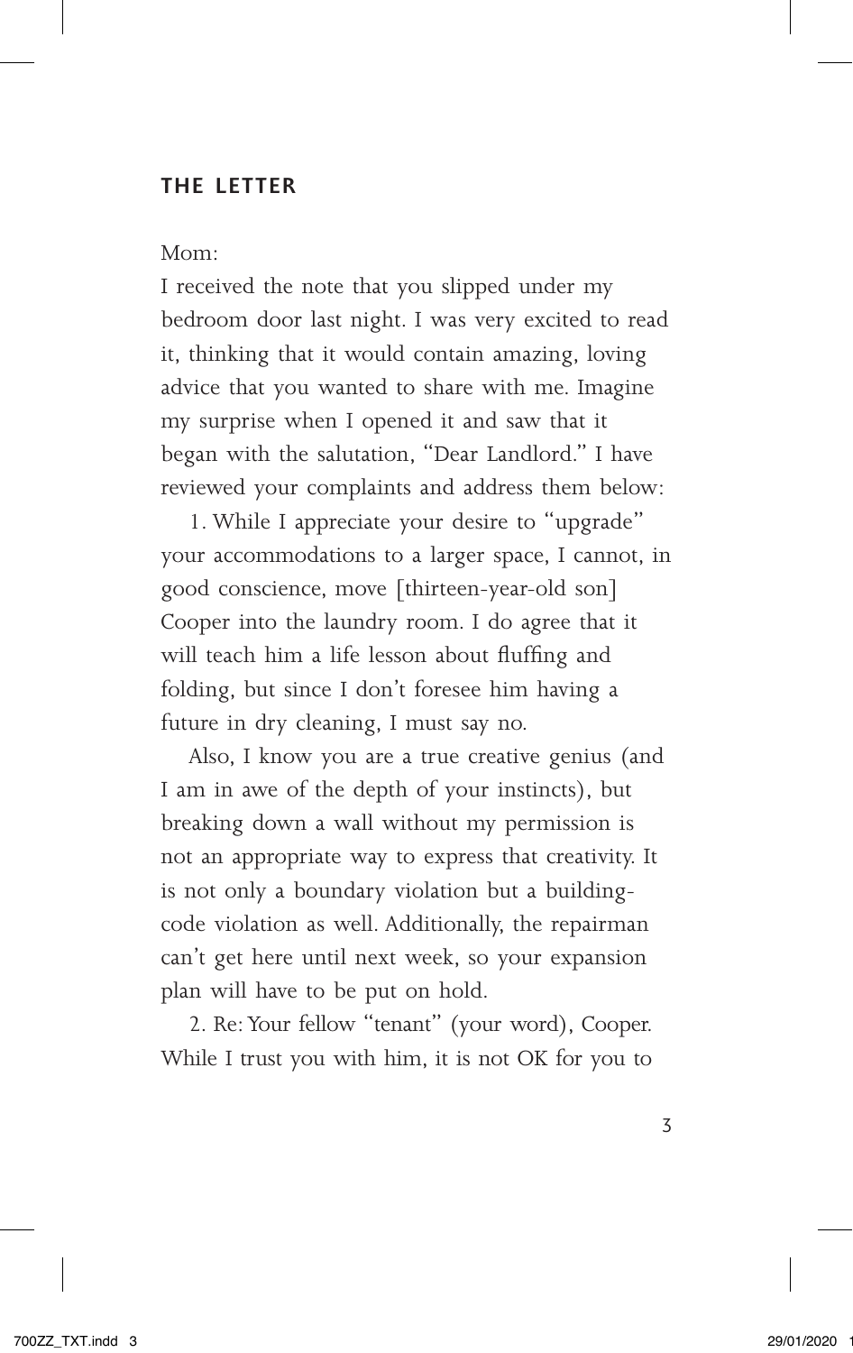## THE LETTER

Mom:

I received the note that you slipped under my bedroom door last night. I was very excited to read it, thinking that it would contain amazing, loving advice that you wanted to share with me. Imagine my surprise when I opened it and saw that it began with the salutation, "Dear Landlord." I have reviewed your complaints and address them below:

1. While I appreciate your desire to "upgrade" your accommodations to a larger space, I cannot, in good conscience, move [thirteen-year-old son] Cooper into the laundry room. I do agree that it will teach him a life lesson about fluffing and folding, but since I don't foresee him having a future in dry cleaning, I must say no.

Also, I know you are a true creative genius (and I am in awe of the depth of your instincts), but breaking down a wall without my permission is not an appropriate way to express that creativity. It is not only a boundary violation but a building-code violation as well. Additionally, the repairman can't get here until next week, so your expansion plan will have to be put on hold.

2. Re: Your fellow "tenant" (your word), Cooper. While I trust you with him, it is not OK for you to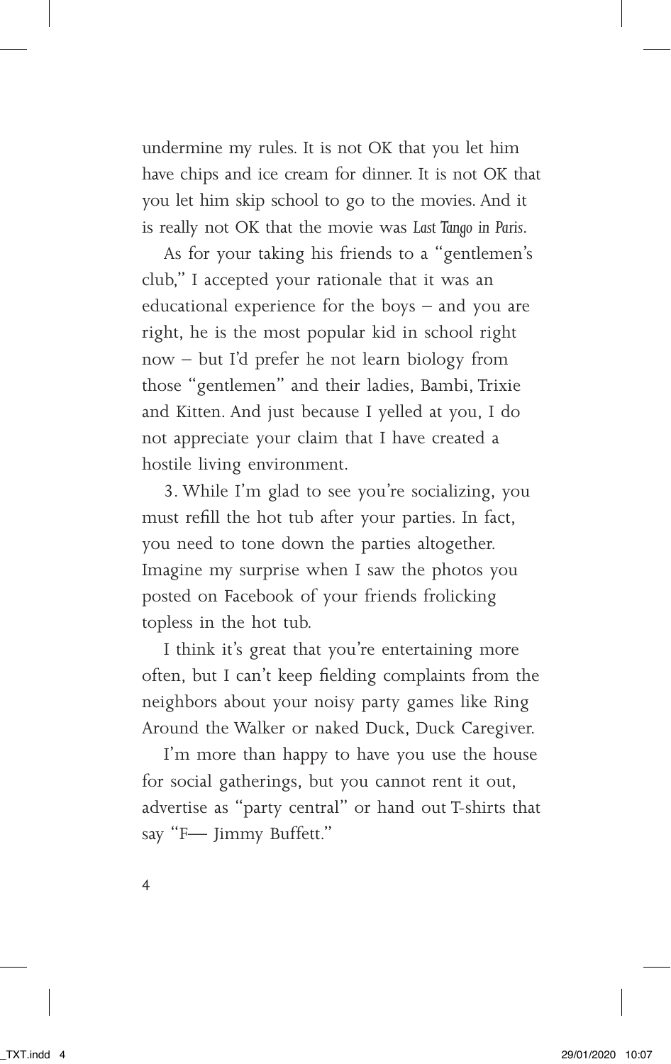undermine my rules. It is not OK that you let him have chips and ice cream for dinner. It is not OK that you let him skip school to go to the movies. And it is really not OK that the movie was *Last Tango in Paris*.

As for your taking his friends to a "gentlemen's club," I accepted your rationale that it was an educational experience for the boys – and you are right, he is the most popular kid in school right now – but I'd prefer he not learn biology from those "gentlemen" and their ladies, Bambi, Trixie and Kitten. And just because I yelled at you, I do not appreciate your claim that I have created a hostile living environment.

3. While I'm glad to see you're socializing, you must refill the hot tub after your parties. In fact, you need to tone down the parties altogether. Imagine my surprise when I saw the photos you posted on Facebook of your friends frolicking topless in the hot tub.

I think it's great that you're entertaining more often, but I can't keep fielding complaints from the neighbors about your noisy party games like Ring Around the Walker or naked Duck, Duck Caregiver.

I'm more than happy to have you use the house for social gatherings, but you cannot rent it out, advertise as "party central" or hand out T-shirts that say "F— Jimmy Buffett."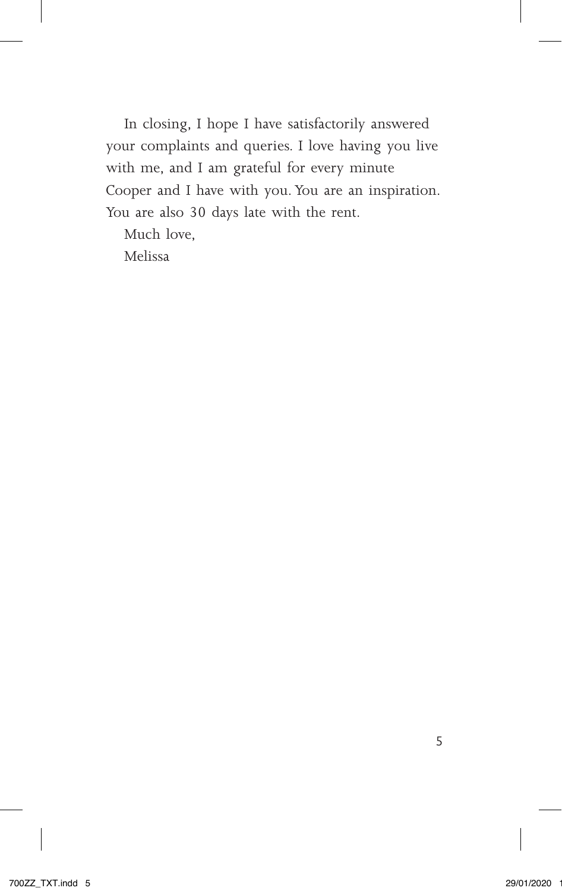In closing, I hope I have satisfactorily answered your complaints and queries. I love having you live with me, and I am grateful for every minute Cooper and I have with you. You are an inspiration. You are also 30 days late with the rent.

Much love,

Melissa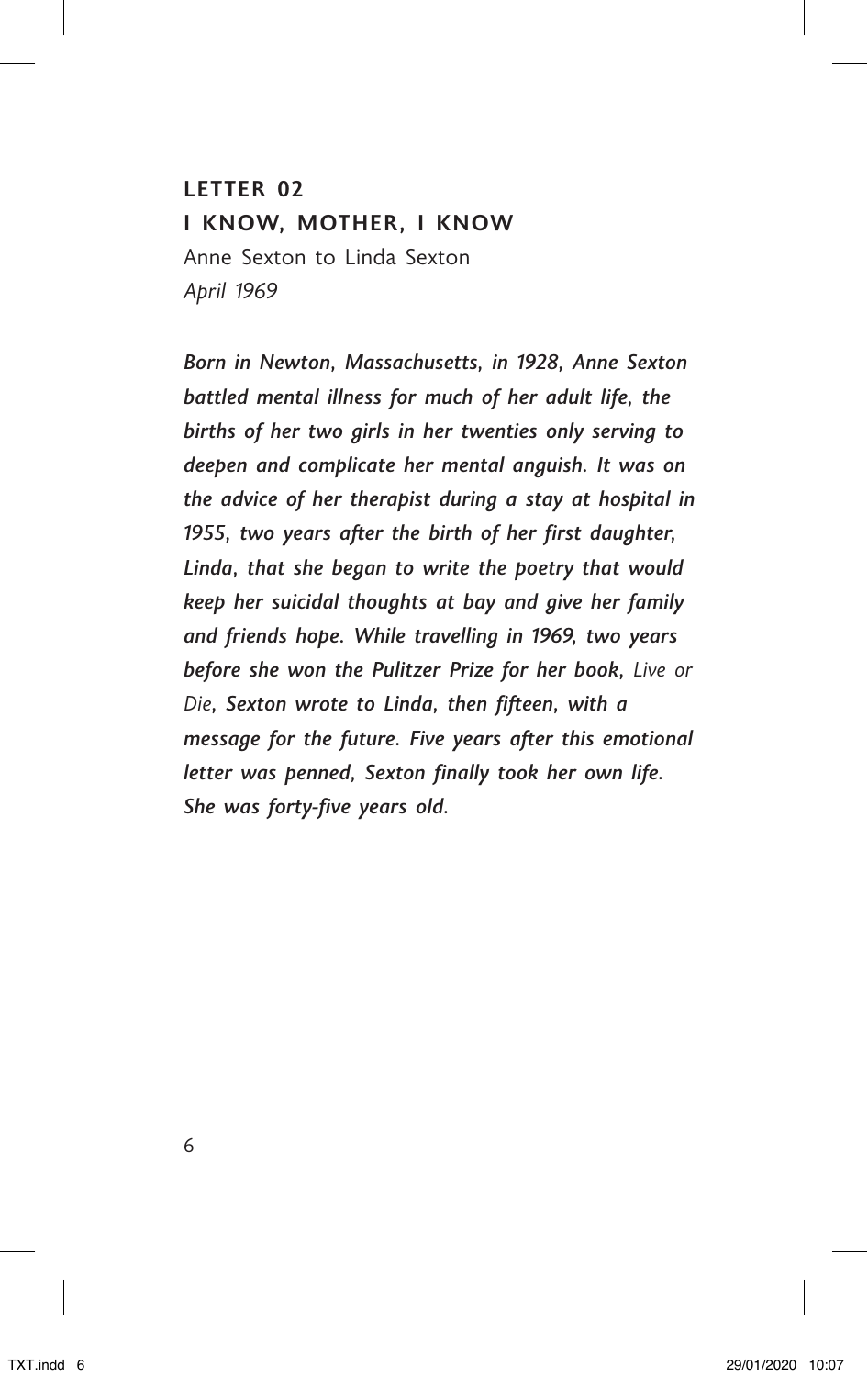## LETTER 02

## I KNOW, MOTHER, I KNOW

Anne Sexton to Linda Sexton

*April 1969*

***Born in Newton, Massachusetts, in 1928, Anne Sexton battled mental illness for much of her adult life, the births of her two girls in her twenties only serving to deepen and complicate her mental anguish. It was on the advice of her therapist during a stay at hospital in 1955, two years after the birth of her first daughter, Linda, that she began to write the poetry that would keep her suicidal thoughts at bay and give her family and friends hope. While travelling in 1969, two years before she won the Pulitzer Prize for her book,*** *Live or Die*, ***Sexton wrote to Linda, then fifteen, with a message for the future. Five years after this emotional letter was penned, Sexton finally took her own life. She was forty-five years old.***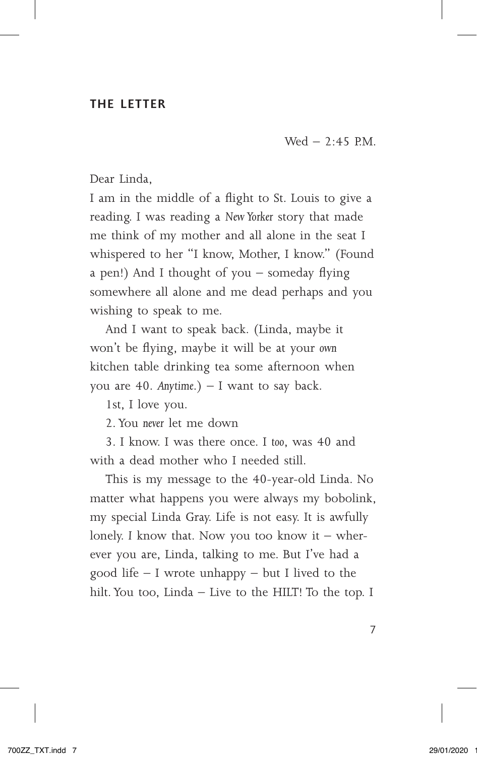## THE LETTER

Wed – 2:45 P.M.

Dear Linda,

I am in the middle of a flight to St. Louis to give a reading. I was reading a *New Yorker* story that made me think of my mother and all alone in the seat I whispered to her "I know, Mother, I know." (Found a pen!) And I thought of you – someday flying somewhere all alone and me dead perhaps and you wishing to speak to me.

And I want to speak back. (Linda, maybe it won't be flying, maybe it will be at your *own* kitchen table drinking tea some afternoon when you are 40. *Anytime*.) – I want to say back.

1st, I love you.

2. You *never* let me down

3. I know. I was there once. I *too*, was 40 and with a dead mother who I needed still.

This is my message to the 40-year-old Linda. No matter what happens you were always my bobolink, my special Linda Gray. Life is not easy. It is awfully lonely. I know that. Now you too know it – wherever you are, Linda, talking to me. But I've had a good life – I wrote unhappy – but I lived to the hilt. You too, Linda – Live to the HILT! To the top. I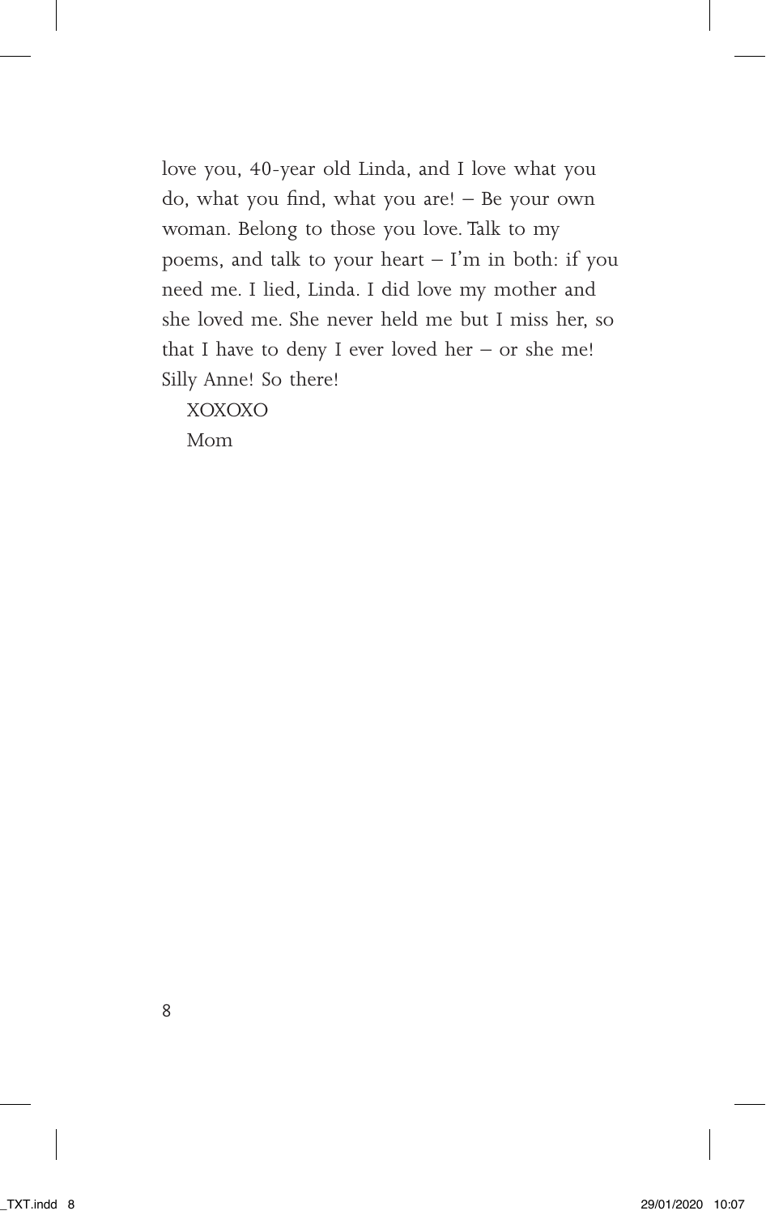love you, 40-year old Linda, and I love what you do, what you find, what you are! – Be your own woman. Belong to those you love. Talk to my poems, and talk to your heart – I'm in both: if you need me. I lied, Linda. I did love my mother and she loved me. She never held me but I miss her, so that I have to deny I ever loved her – or she me! Silly Anne! So there!

XOXOXO

Mom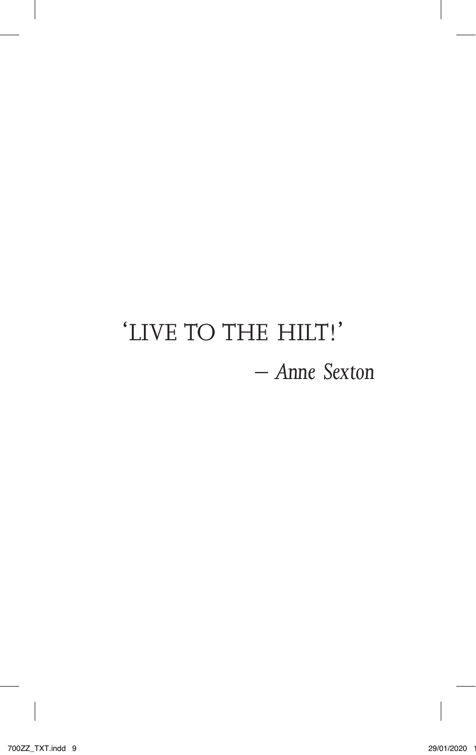'LIVE TO THE HILT!'

— *Anne Sexton*